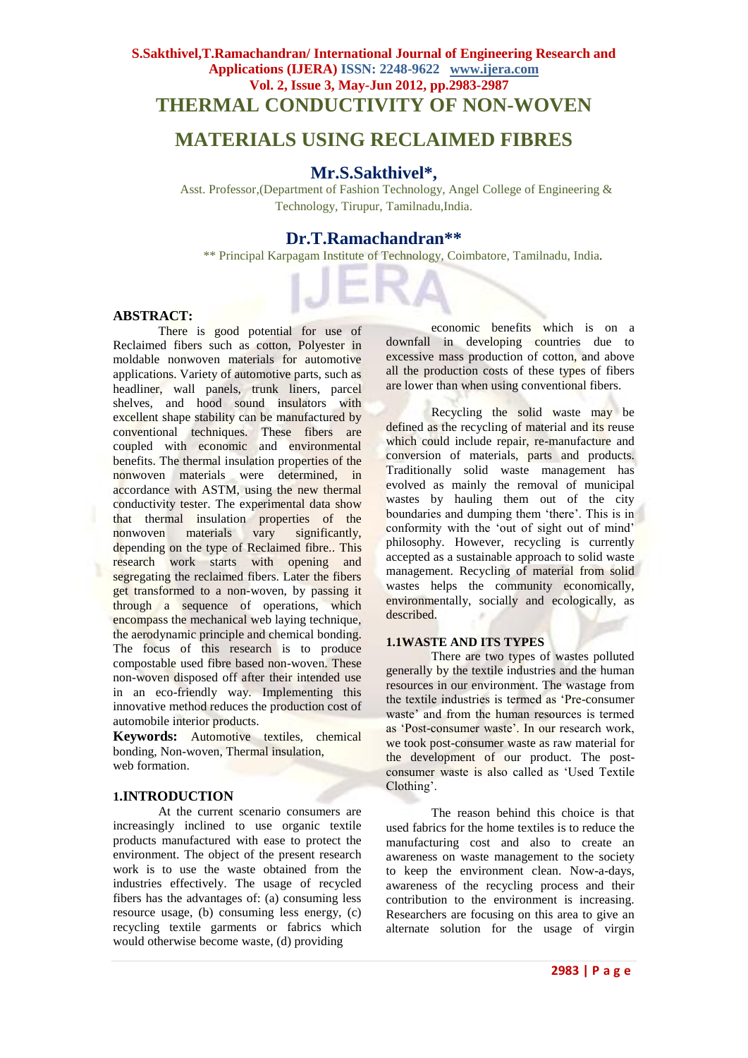# THERMAL CONDUCTIVITY OF NON-WOVEN MATERIALS USING RECLAIMED FIBRES

## Mr.S.Sakthivel*,

Asst. Professor,(Department of Fashion Technology, Angel College of Engineering & Technology, Tirupur, Tamilnadu,India.

## Dr.T.Ramachandran**

** Principal Karpagam Institute of Technology, Coimbatore, Tamilnadu, India.

**ABSTRACT:**

There is good potential for use of Reclaimed fibers such as cotton, Polyester in moldable nonwoven materials for automotive applications. Variety of automotive parts, such as headliner, wall panels, trunk liners, parcel shelves, and hood sound insulators with excellent shape stability can be manufactured by conventional techniques. These fibers are coupled with economic and environmental benefits. The thermal insulation properties of the nonwoven materials were determined, in accordance with ASTM, using the new thermal conductivity tester. The experimental data show that thermal insulation properties of the nonwoven materials vary significantly, depending on the type of Reclaimed fibre.. This research work starts with opening and segregating the reclaimed fibers. Later the fibers get transformed to a non-woven, by passing it through a sequence of operations, which encompass the mechanical web laying technique, the aerodynamic principle and chemical bonding. The focus of this research is to produce compostable used fibre based non-woven. These non-woven disposed off after their intended use in an eco-friendly way. Implementing this innovative method reduces the production cost of automobile interior products.

**Keywords:** Automotive textiles, chemical bonding, Non-woven, Thermal insulation, web formation.

## 1.INTRODUCTION

At the current scenario consumers are increasingly inclined to use organic textile products manufactured with ease to protect the environment. The object of the present research work is to use the waste obtained from the industries effectively. The usage of recycled fibers has the advantages of: (a) consuming less resource usage, (b) consuming less energy, (c) recycling textile garments or fabrics which would otherwise become waste, (d) providing economic benefits which is on a downfall in developing countries due to excessive mass production of cotton, and above all the production costs of these types of fibers are lower than when using conventional fibers.

Recycling the solid waste may be defined as the recycling of material and its reuse which could include repair, re-manufacture and conversion of materials, parts and products. Traditionally solid waste management has evolved as mainly the removal of municipal wastes by hauling them out of the city boundaries and dumping them 'there'. This is in conformity with the 'out of sight out of mind' philosophy. However, recycling is currently accepted as a sustainable approach to solid waste management. Recycling of material from solid wastes helps the community economically, environmentally, socially and ecologically, as described.

### 1.1WASTE AND ITS TYPES

There are two types of wastes polluted generally by the textile industries and the human resources in our environment. The wastage from the textile industries is termed as 'Pre-consumer waste' and from the human resources is termed as 'Post-consumer waste'. In our research work, we took post-consumer waste as raw material for the development of our product. The post-consumer waste is also called as 'Used Textile Clothing'.

The reason behind this choice is that used fabrics for the home textiles is to reduce the manufacturing cost and also to create an awareness on waste management to the society to keep the environment clean. Now-a-days, awareness of the recycling process and their contribution to the environment is increasing. Researchers are focusing on this area to give an alternate solution for the usage of virgin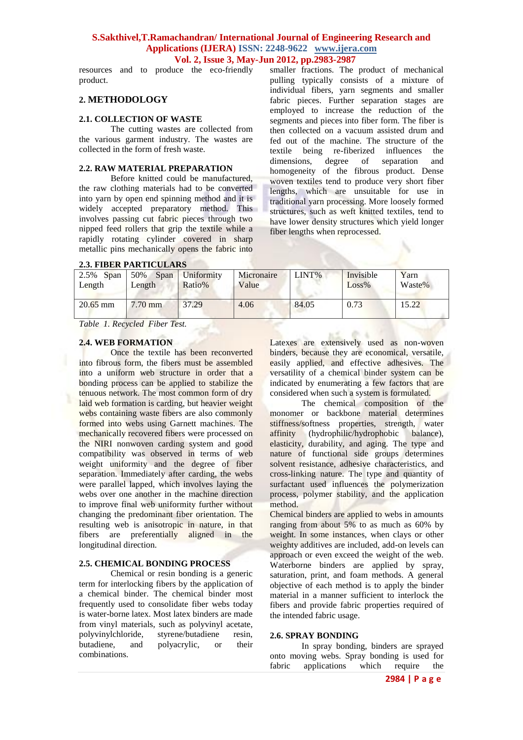resources and to produce the eco-friendly product.

## 2. METHODOLOGY

### 2.1. COLLECTION OF WASTE

The cutting wastes are collected from the various garment industry. The wastes are collected in the form of fresh waste.

### 2.2. RAW MATERIAL PREPARATION

Before knitted could be manufactured, the raw clothing materials had to be converted into yarn by open end spinning method and it is widely accepted preparatory method. This involves passing cut fabric pieces through two nipped feed rollers that grip the textile while a rapidly rotating cylinder covered in sharp metallic pins mechanically opens the fabric into smaller fractions. The product of mechanical pulling typically consists of a mixture of individual fibers, yarn segments and smaller fabric pieces. Further separation stages are employed to increase the reduction of the segments and pieces into fiber form. The fiber is then collected on a vacuum assisted drum and fed out of the machine. The structure of the textile being re-fiberized influences the dimensions, degree of separation and homogeneity of the fibrous product. Dense woven textiles tend to produce very short fiber lengths, which are unsuitable for use in traditional yarn processing. More loosely formed structures, such as weft knitted textiles, tend to have lower density structures which yield longer fiber lengths when reprocessed.

### 2.3. FIBER PARTICULARS

| 2.5% Span Length | 50% Span Length | Uniformity Ratio% | Micronaire Value | LINT% | Invisible Loss% | Yarn Waste% |
|---|---|---|---|---|---|---|
| 20.65 mm | 7.70 mm | 37.29 | 4.06 | 84.05 | 0.73 | 15.22 |

*Table 1. Recycled Fiber Test.*

### 2.4. WEB FORMATION

Once the textile has been reconverted into fibrous form, the fibers must be assembled into a uniform web structure in order that a bonding process can be applied to stabilize the tenuous network. The most common form of dry laid web formation is carding, but heavier weight webs containing waste fibers are also commonly formed into webs using Garnett machines. The mechanically recovered fibers were processed on the NIRI nonwoven carding system and good compatibility was observed in terms of web weight uniformity and the degree of fiber separation. Immediately after carding, the webs were parallel lapped, which involves laying the webs over one another in the machine direction to improve final web uniformity further without changing the predominant fiber orientation. The resulting web is anisotropic in nature, in that fibers are preferentially aligned in the longitudinal direction.

### 2.5. CHEMICAL BONDING PROCESS

Chemical or resin bonding is a generic term for interlocking fibers by the application of a chemical binder. The chemical binder most frequently used to consolidate fiber webs today is water-borne latex. Most latex binders are made from vinyl materials, such as polyvinyl acetate, polyvinylchloride, styrene/butadiene resin, butadiene, and polyacrylic, or their combinations.

Latexes are extensively used as non-woven binders, because they are economical, versatile, easily applied, and effective adhesives. The versatility of a chemical binder system can be indicated by enumerating a few factors that are considered when such a system is formulated.

The chemical composition of the monomer or backbone material determines stiffness/softness properties, strength, water affinity (hydrophilic/hydrophobic balance), elasticity, durability, and aging. The type and nature of functional side groups determines solvent resistance, adhesive characteristics, and cross-linking nature. The type and quantity of surfactant used influences the polymerization process, polymer stability, and the application method.

Chemical binders are applied to webs in amounts ranging from about 5% to as much as 60% by weight. In some instances, when clays or other weighty additives are included, add-on levels can approach or even exceed the weight of the web. Waterborne binders are applied by spray, saturation, print, and foam methods. A general objective of each method is to apply the binder material in a manner sufficient to interlock the fibers and provide fabric properties required of the intended fabric usage.

### 2.6. SPRAY BONDING

In spray bonding, binders are sprayed onto moving webs. Spray bonding is used for fabric applications which require the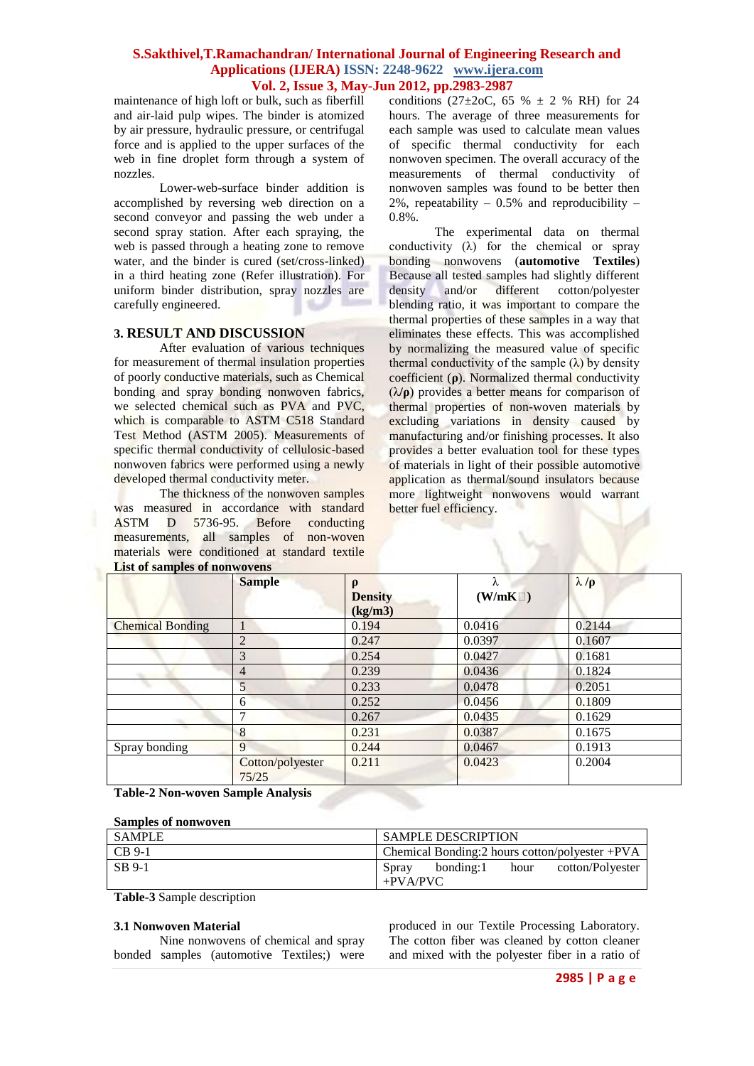maintenance of high loft or bulk, such as fiberfill and air-laid pulp wipes. The binder is atomized by air pressure, hydraulic pressure, or centrifugal force and is applied to the upper surfaces of the web in fine droplet form through a system of nozzles.

Lower-web-surface binder addition is accomplished by reversing web direction on a second conveyor and passing the web under a second spray station. After each spraying, the web is passed through a heating zone to remove water, and the binder is cured (set/cross-linked) in a third heating zone (Refer illustration). For uniform binder distribution, spray nozzles are carefully engineered.

## 3. RESULT AND DISCUSSION

After evaluation of various techniques for measurement of thermal insulation properties of poorly conductive materials, such as Chemical bonding and spray bonding nonwoven fabrics, we selected chemical such as PVA and PVC, which is comparable to ASTM C518 Standard Test Method (ASTM 2005). Measurements of specific thermal conductivity of cellulosic-based nonwoven fabrics were performed using a newly developed thermal conductivity meter.

The thickness of the nonwoven samples was measured in accordance with standard ASTM D 5736-95. Before conducting measurements, all samples of non-woven materials were conditioned at standard textile conditions (27±2oC, 65 % ± 2 % RH) for 24 hours. The average of three measurements for each sample was used to calculate mean values of specific thermal conductivity for each nonwoven specimen. The overall accuracy of the measurements of thermal conductivity of nonwoven samples was found to be better then 2%, repeatability – 0.5% and reproducibility – 0.8%.

The experimental data on thermal conductivity (λ) for the chemical or spray bonding nonwovens (**automotive Textiles**) Because all tested samples had slightly different density and/or different cotton/polyester blending ratio, it was important to compare the thermal properties of these samples in a way that eliminates these effects. This was accomplished by normalizing the measured value of specific thermal conductivity of the sample (λ) by density coefficient (**ρ**). Normalized thermal conductivity (**λ/ρ**) provides a better means for comparison of thermal properties of non-woven materials by excluding variations in density caused by manufacturing and/or finishing processes. It also provides a better evaluation tool for these types of materials in light of their possible automotive application as thermal/sound insulators because more lightweight nonwovens would warrant better fuel efficiency.

**List of samples of nonwovens**

| | **Sample** | **ρ Density (kg/m3)** | **λ (W/mK)** | **λ /ρ** |
|---|---|---|---|---|
| Chemical Bonding | 1 | 0.194 | 0.0416 | 0.2144 |
| | 2 | 0.247 | 0.0397 | 0.1607 |
| | 3 | 0.254 | 0.0427 | 0.1681 |
| | 4 | 0.239 | 0.0436 | 0.1824 |
| | 5 | 0.233 | 0.0478 | 0.2051 |
| | 6 | 0.252 | 0.0456 | 0.1809 |
| | 7 | 0.267 | 0.0435 | 0.1629 |
| | 8 | 0.231 | 0.0387 | 0.1675 |
| Spray bonding | 9 | 0.244 | 0.0467 | 0.1913 |
| | Cotton/polyester 75/25 | 0.211 | 0.0423 | 0.2004 |

**Table-2 Non-woven Sample Analysis**

**Samples of nonwoven**

| SAMPLE | SAMPLE DESCRIPTION |
|---|---|
| CB 9-1 | Chemical Bonding:2 hours cotton/polyester +PVA |
| SB 9-1 | Spray bonding:1 hour cotton/Polyester +PVA/PVC |

**Table-3** Sample description

### 3.1 Nonwoven Material

Nine nonwovens of chemical and spray bonded samples (automotive Textiles;) were produced in our Textile Processing Laboratory. The cotton fiber was cleaned by cotton cleaner and mixed with the polyester fiber in a ratio of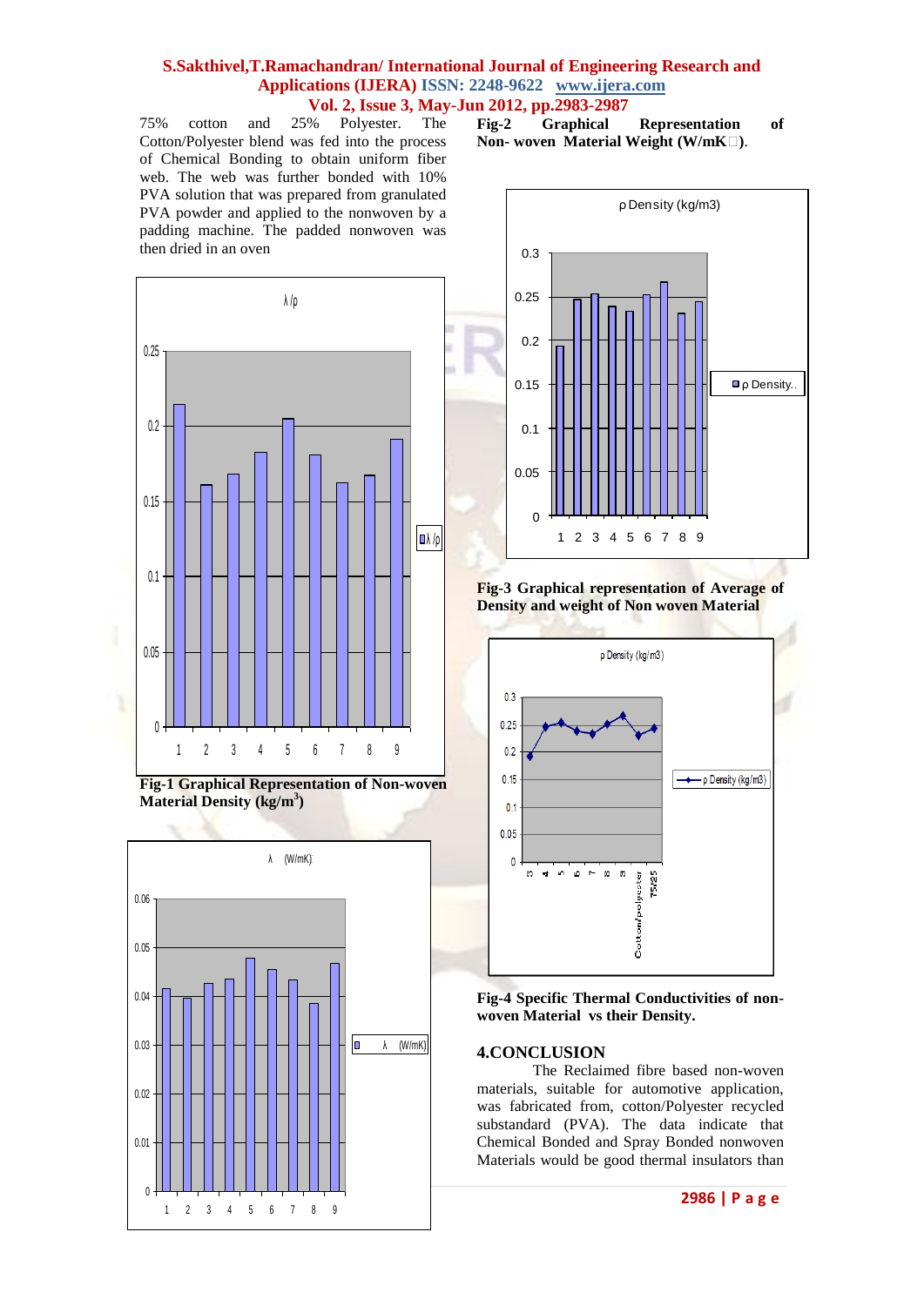75% cotton and 25% Polyester. The Cotton/Polyester blend was fed into the process of Chemical Bonding to obtain uniform fiber web. The web was further bonded with 10% PVA solution that was prepared from granulated PVA powder and applied to the nonwoven by a padding machine. The padded nonwoven was then dried in an oven

**Fig-1 Graphical Representation of Non-woven Material Density (kg/m$^3$)**

**Fig-2 Graphical Representation of Non- woven Material Weight (W/mK).**

**Fig-3 Graphical representation of Average of Density and weight of Non woven Material**

**Fig-4 Specific Thermal Conductivities of non-woven Material vs their Density.**

## 4.CONCLUSION

The Reclaimed fibre based non-woven materials, suitable for automotive application, was fabricated from, cotton/Polyester recycled substandard (PVA). The data indicate that Chemical Bonded and Spray Bonded nonwoven Materials would be good thermal insulators than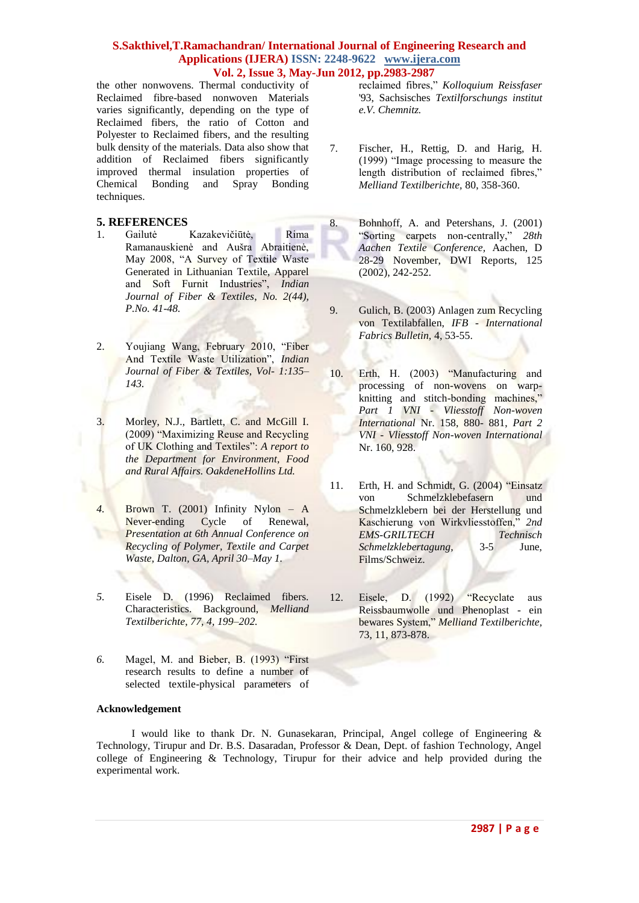the other nonwovens. Thermal conductivity of Reclaimed fibre-based nonwoven Materials varies significantly, depending on the type of Reclaimed fibers, the ratio of Cotton and Polyester to Reclaimed fibers, and the resulting bulk density of the materials. Data also show that addition of Reclaimed fibers significantly improved thermal insulation properties of Chemical Bonding and Spray Bonding techniques.

## 5. REFERENCES

1. Gailutė Kazakevičiūtė, Rima Ramanauskienė and Aušra Abraitienė, May 2008, "A Survey of Textile Waste Generated in Lithuanian Textile, Apparel and Soft Furnit Industries", *Indian Journal of Fiber & Textiles, No. 2(44), P.No. 41-48.*

2. Youjiang Wang, February 2010, "Fiber And Textile Waste Utilization", *Indian Journal of Fiber & Textiles, Vol- 1:135–143.*

3. Morley, N.J., Bartlett, C. and McGill I. (2009) "Maximizing Reuse and Recycling of UK Clothing and Textiles": *A report to the Department for Environment, Food and Rural Affairs. OakdeneHollins Ltd.*

4. Brown T. (2001) Infinity Nylon – A Never-ending Cycle of Renewal, *Presentation at 6th Annual Conference on Recycling of Polymer, Textile and Carpet Waste, Dalton, GA, April 30–May 1.*

5. Eisele D. (1996) Reclaimed fibers. Characteristics. Background, *Melliand Textilberichte, 77, 4, 199–202.*

6. Magel, M. and Bieber, B. (1993) "First research results to define a number of selected textile-physical parameters of reclaimed fibres," *Kolloquium Reissfaser* '93, Sachsisches *Textilforschungs institut e.V. Chemnitz.*

7. Fischer, H., Rettig, D. and Harig, H. (1999) "Image processing to measure the length distribution of reclaimed fibres," *Melliand Textilberichte*, 80, 358-360.

8. Bohnhoff, A. and Petershans, J. (2001) "Sorting carpets non-centrally," *28th Aachen Textile Conference,* Aachen, D 28-29 November, DWI Reports, 125 (2002), 242-252.

9. Gulich, B. (2003) Anlagen zum Recycling von Textilabfallen, *IFB - International Fabrics Bulletin,* 4, 53-55.

10. Erth, H. (2003) "Manufacturing and processing of non-wovens on warp-knitting and stitch-bonding machines," *Part 1 VNI - Vliesstoff Non-woven International* Nr. 158, 880- 881, *Part 2 VNI - Vliesstoff Non-woven International* Nr. 160, 928.

11. Erth, H. and Schmidt, G. (2004) "Einsatz von Schmelzklebefasern und Schmelzklebern bei der Herstellung und Kaschierung von Wirkvliesstoffen," *2nd EMS-GRILTECH Technisch Schmelzklebertagung,* 3-5 June, Films/Schweiz.

12. Eisele, D. (1992) "Recyclate aus Reissbaumwolle und Phenoplast - ein bewares System," *Melliand Textilberichte*, 73, 11, 873-878.

**Acknowledgement**

I would like to thank Dr. N. Gunasekaran, Principal, Angel college of Engineering & Technology, Tirupur and Dr. B.S. Dasaradan, Professor & Dean, Dept. of fashion Technology, Angel college of Engineering & Technology, Tirupur for their advice and help provided during the experimental work.